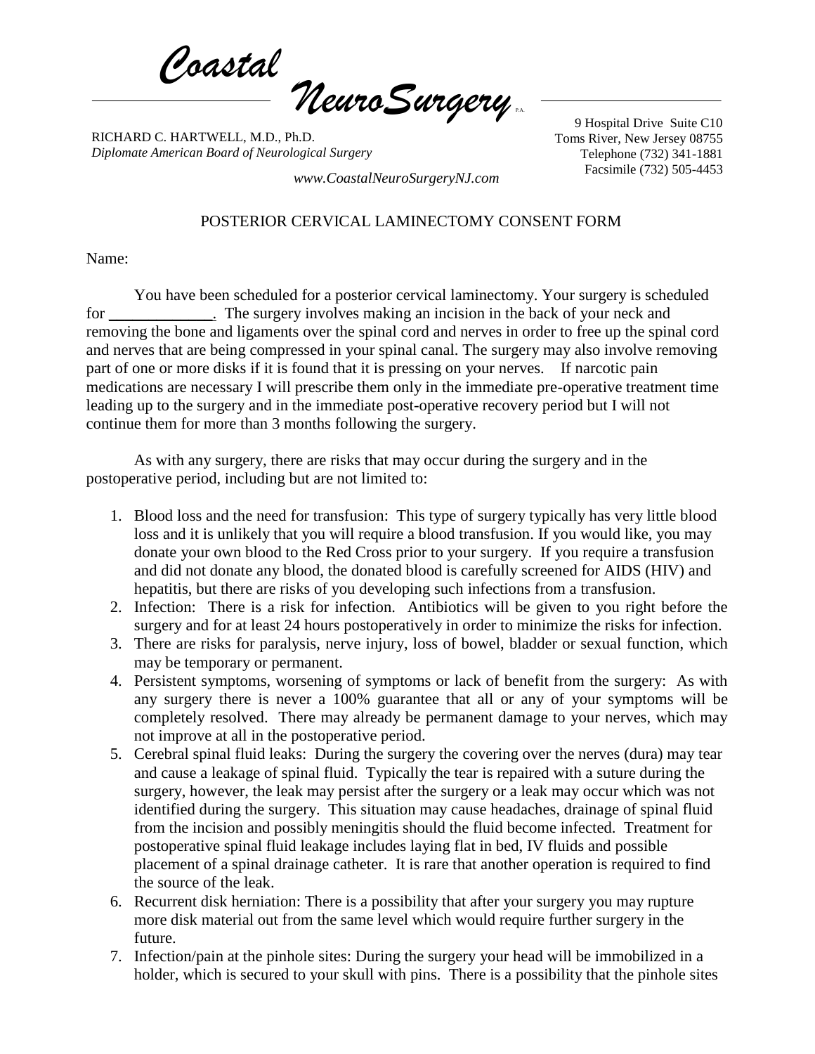*Coastal NeuroSurgery* P.A.

RICHARD C. HARTWELL, M.D., Ph.D.
*Diplomate American Board of Neurological Surgery*

9 Hospital Drive Suite C10
Toms River, New Jersey 08755
Telephone (732) 341-1881
Facsimile (732) 505-4453

*www.CoastalNeuroSurgeryNJ.com*

## POSTERIOR CERVICAL LAMINECTOMY CONSENT FORM

Name:

You have been scheduled for a posterior cervical laminectomy. Your surgery is scheduled for _____________. The surgery involves making an incision in the back of your neck and removing the bone and ligaments over the spinal cord and nerves in order to free up the spinal cord and nerves that are being compressed in your spinal canal. The surgery may also involve removing part of one or more disks if it is found that it is pressing on your nerves. If narcotic pain medications are necessary I will prescribe them only in the immediate pre-operative treatment time leading up to the surgery and in the immediate post-operative recovery period but I will not continue them for more than 3 months following the surgery.

As with any surgery, there are risks that may occur during the surgery and in the postoperative period, including but are not limited to:

1. Blood loss and the need for transfusion: This type of surgery typically has very little blood loss and it is unlikely that you will require a blood transfusion. If you would like, you may donate your own blood to the Red Cross prior to your surgery. If you require a transfusion and did not donate any blood, the donated blood is carefully screened for AIDS (HIV) and hepatitis, but there are risks of you developing such infections from a transfusion.
2. Infection: There is a risk for infection. Antibiotics will be given to you right before the surgery and for at least 24 hours postoperatively in order to minimize the risks for infection.
3. There are risks for paralysis, nerve injury, loss of bowel, bladder or sexual function, which may be temporary or permanent.
4. Persistent symptoms, worsening of symptoms or lack of benefit from the surgery: As with any surgery there is never a 100% guarantee that all or any of your symptoms will be completely resolved. There may already be permanent damage to your nerves, which may not improve at all in the postoperative period.
5. Cerebral spinal fluid leaks: During the surgery the covering over the nerves (dura) may tear and cause a leakage of spinal fluid. Typically the tear is repaired with a suture during the surgery, however, the leak may persist after the surgery or a leak may occur which was not identified during the surgery. This situation may cause headaches, drainage of spinal fluid from the incision and possibly meningitis should the fluid become infected. Treatment for postoperative spinal fluid leakage includes laying flat in bed, IV fluids and possible placement of a spinal drainage catheter. It is rare that another operation is required to find the source of the leak.
6. Recurrent disk herniation: There is a possibility that after your surgery you may rupture more disk material out from the same level which would require further surgery in the future.
7. Infection/pain at the pinhole sites: During the surgery your head will be immobilized in a holder, which is secured to your skull with pins. There is a possibility that the pinhole sites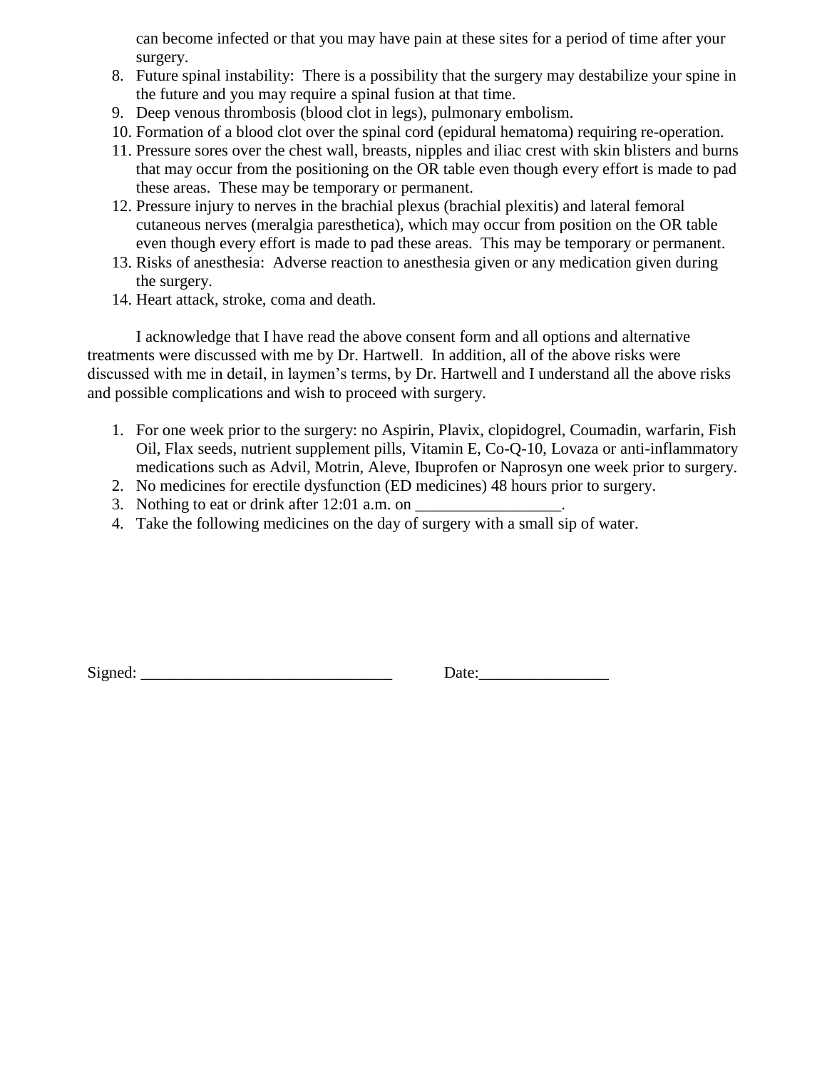can become infected or that you may have pain at these sites for a period of time after your surgery.

8. Future spinal instability: There is a possibility that the surgery may destabilize your spine in the future and you may require a spinal fusion at that time.
9. Deep venous thrombosis (blood clot in legs), pulmonary embolism.
10. Formation of a blood clot over the spinal cord (epidural hematoma) requiring re-operation.
11. Pressure sores over the chest wall, breasts, nipples and iliac crest with skin blisters and burns that may occur from the positioning on the OR table even though every effort is made to pad these areas. These may be temporary or permanent.
12. Pressure injury to nerves in the brachial plexus (brachial plexitis) and lateral femoral cutaneous nerves (meralgia paresthetica), which may occur from position on the OR table even though every effort is made to pad these areas. This may be temporary or permanent.
13. Risks of anesthesia: Adverse reaction to anesthesia given or any medication given during the surgery.
14. Heart attack, stroke, coma and death.

I acknowledge that I have read the above consent form and all options and alternative treatments were discussed with me by Dr. Hartwell. In addition, all of the above risks were discussed with me in detail, in laymen's terms, by Dr. Hartwell and I understand all the above risks and possible complications and wish to proceed with surgery.

1. For one week prior to the surgery: no Aspirin, Plavix, clopidogrel, Coumadin, warfarin, Fish Oil, Flax seeds, nutrient supplement pills, Vitamin E, Co-Q-10, Lovaza or anti-inflammatory medications such as Advil, Motrin, Aleve, Ibuprofen or Naprosyn one week prior to surgery.
2. No medicines for erectile dysfunction (ED medicines) 48 hours prior to surgery.
3. Nothing to eat or drink after 12:01 a.m. on __________________.
4. Take the following medicines on the day of surgery with a small sip of water.

Signed: _______________________________ Date:________________